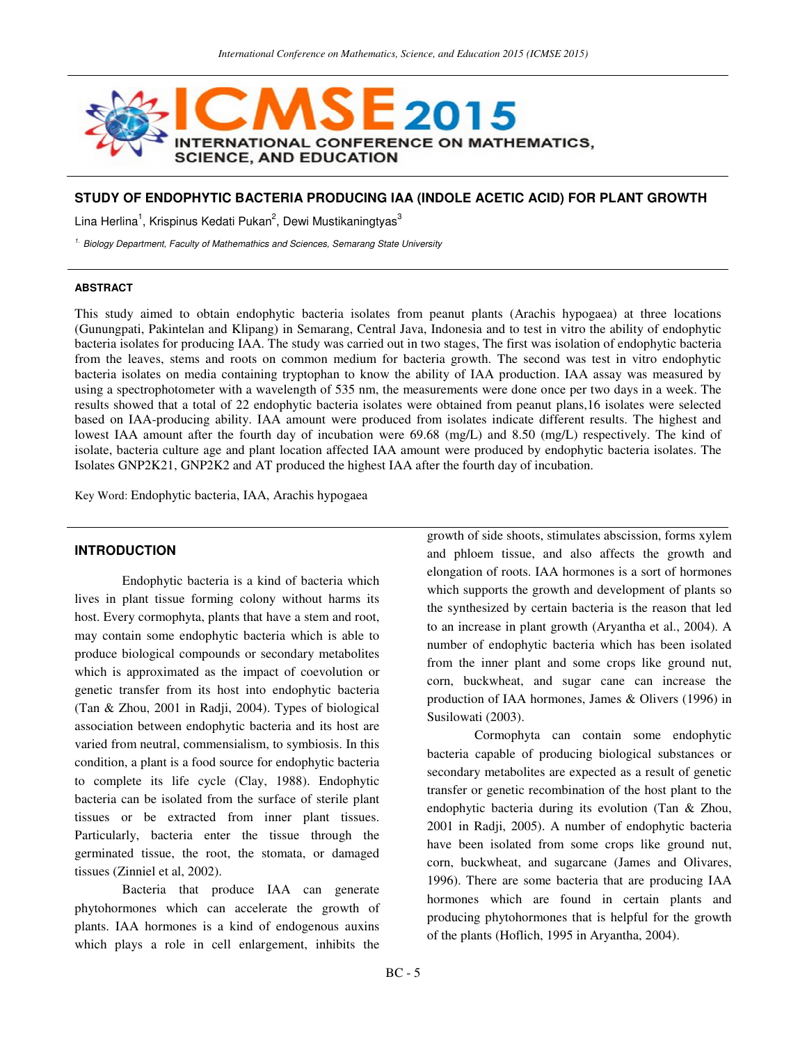# STUDY OF ENDOPHYTIC BACTERIA PRODUCING IAA (INDOLE ACETIC ACID) FOR PLANT GROWTH

Lina Herlina[1], Krispinus Kedati Pukan[2], Dewi Mustikaningtyas[3]

[1.] *Biology Department, Faculty of Mathemathics and Sciences, Semarang State University*

#### ABSTRACT

This study aimed to obtain endophytic bacteria isolates from peanut plants (Arachis hypogaea) at three locations (Gunungpati, Pakintelan and Klipang) in Semarang, Central Java, Indonesia and to test in vitro the ability of endophytic bacteria isolates for producing IAA. The study was carried out in two stages, The first was isolation of endophytic bacteria from the leaves, stems and roots on common medium for bacteria growth. The second was test in vitro endophytic bacteria isolates on media containing tryptophan to know the ability of IAA production. IAA assay was measured by using a spectrophotometer with a wavelength of 535 nm, the measurements were done once per two days in a week. The results showed that a total of 22 endophytic bacteria isolates were obtained from peanut plans,16 isolates were selected based on IAA-producing ability. IAA amount were produced from isolates indicate different results. The highest and lowest IAA amount after the fourth day of incubation were 69.68 (mg/L) and 8.50 (mg/L) respectively. The kind of isolate, bacteria culture age and plant location affected IAA amount were produced by endophytic bacteria isolates. The Isolates GNP2K21, GNP2K2 and AT produced the highest IAA after the fourth day of incubation.

Key Word: Endophytic bacteria, IAA, Arachis hypogaea

## INTRODUCTION

Endophytic bacteria is a kind of bacteria which lives in plant tissue forming colony without harms its host. Every cormophyta, plants that have a stem and root, may contain some endophytic bacteria which is able to produce biological compounds or secondary metabolites which is approximated as the impact of coevolution or genetic transfer from its host into endophytic bacteria (Tan & Zhou, 2001 in Radji, 2004). Types of biological association between endophytic bacteria and its host are varied from neutral, commensialism, to symbiosis. In this condition, a plant is a food source for endophytic bacteria to complete its life cycle (Clay, 1988). Endophytic bacteria can be isolated from the surface of sterile plant tissues or be extracted from inner plant tissues. Particularly, bacteria enter the tissue through the germinated tissue, the root, the stomata, or damaged tissues (Zinniel et al, 2002).

Bacteria that produce IAA can generate phytohormones which can accelerate the growth of plants. IAA hormones is a kind of endogenous auxins which plays a role in cell enlargement, inhibits the growth of side shoots, stimulates abscission, forms xylem and phloem tissue, and also affects the growth and elongation of roots. IAA hormones is a sort of hormones which supports the growth and development of plants so the synthesized by certain bacteria is the reason that led to an increase in plant growth (Aryantha et al., 2004). A number of endophytic bacteria which has been isolated from the inner plant and some crops like ground nut, corn, buckwheat, and sugar cane can increase the production of IAA hormones, James & Olivers (1996) in Susilowati (2003).

Cormophyta can contain some endophytic bacteria capable of producing biological substances or secondary metabolites are expected as a result of genetic transfer or genetic recombination of the host plant to the endophytic bacteria during its evolution (Tan & Zhou, 2001 in Radji, 2005). A number of endophytic bacteria have been isolated from some crops like ground nut, corn, buckwheat, and sugarcane (James and Olivares, 1996). There are some bacteria that are producing IAA hormones which are found in certain plants and producing phytohormones that is helpful for the growth of the plants (Hoflich, 1995 in Aryantha, 2004).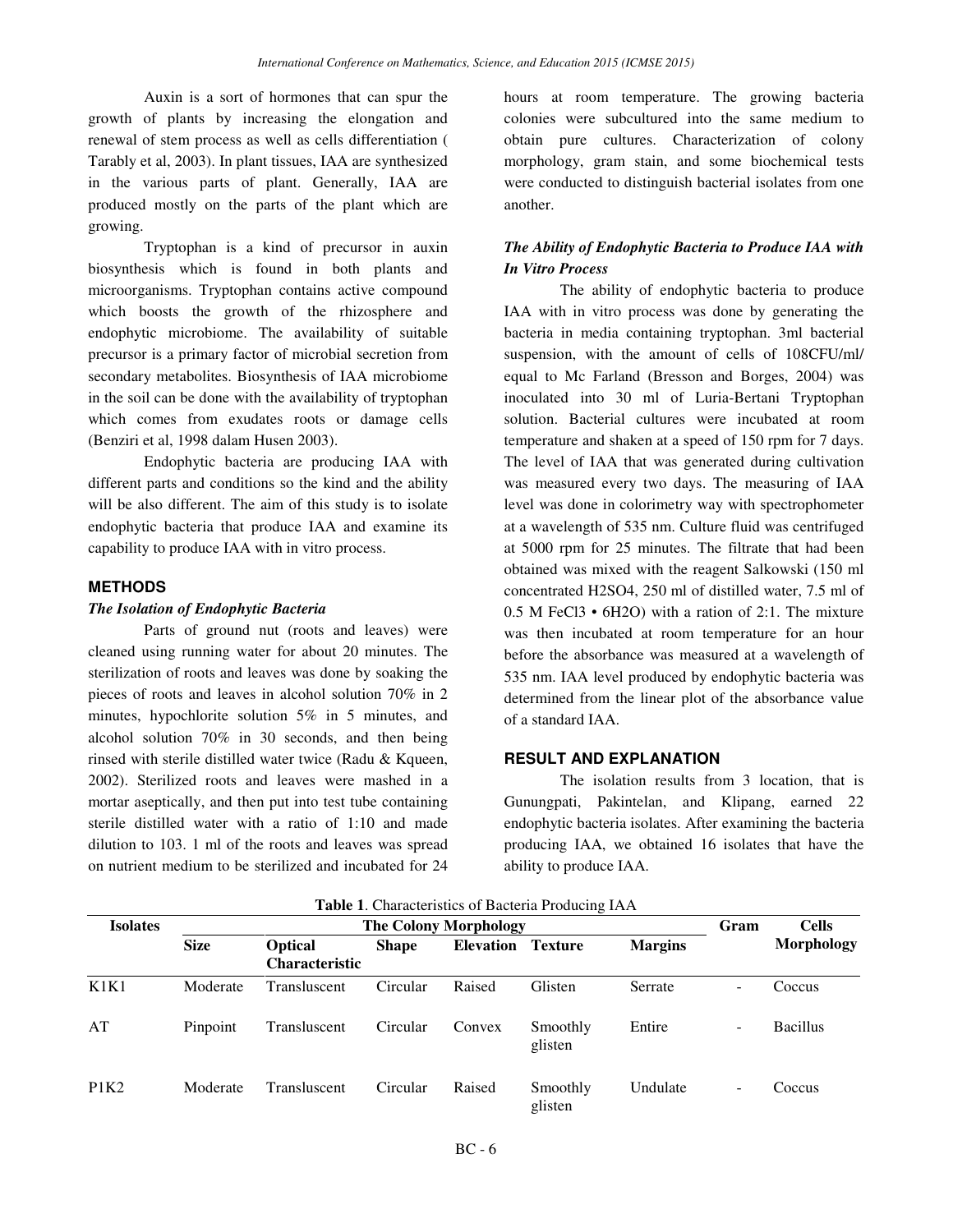Auxin is a sort of hormones that can spur the growth of plants by increasing the elongation and renewal of stem process as well as cells differentiation ( Tarably et al, 2003). In plant tissues, IAA are synthesized in the various parts of plant. Generally, IAA are produced mostly on the parts of the plant which are growing.

Tryptophan is a kind of precursor in auxin biosynthesis which is found in both plants and microorganisms. Tryptophan contains active compound which boosts the growth of the rhizosphere and endophytic microbiome. The availability of suitable precursor is a primary factor of microbial secretion from secondary metabolites. Biosynthesis of IAA microbiome in the soil can be done with the availability of tryptophan which comes from exudates roots or damage cells (Benziri et al, 1998 dalam Husen 2003).

Endophytic bacteria are producing IAA with different parts and conditions so the kind and the ability will be also different. The aim of this study is to isolate endophytic bacteria that produce IAA and examine its capability to produce IAA with in vitro process.

## METHODS

### *The Isolation of Endophytic Bacteria*

Parts of ground nut (roots and leaves) were cleaned using running water for about 20 minutes. The sterilization of roots and leaves was done by soaking the pieces of roots and leaves in alcohol solution 70% in 2 minutes, hypochlorite solution 5% in 5 minutes, and alcohol solution 70% in 30 seconds, and then being rinsed with sterile distilled water twice (Radu & Kqueen, 2002). Sterilized roots and leaves were mashed in a mortar aseptically, and then put into test tube containing sterile distilled water with a ratio of 1:10 and made dilution to 103. 1 ml of the roots and leaves was spread on nutrient medium to be sterilized and incubated for 24 hours at room temperature. The growing bacteria colonies were subcultured into the same medium to obtain pure cultures. Characterization of colony morphology, gram stain, and some biochemical tests were conducted to distinguish bacterial isolates from one another.

### *The Ability of Endophytic Bacteria to Produce IAA with In Vitro Process*

The ability of endophytic bacteria to produce IAA with in vitro process was done by generating the bacteria in media containing tryptophan. 3ml bacterial suspension, with the amount of cells of 108CFU/ml/ equal to Mc Farland (Bresson and Borges, 2004) was inoculated into 30 ml of Luria-Bertani Tryptophan solution. Bacterial cultures were incubated at room temperature and shaken at a speed of 150 rpm for 7 days. The level of IAA that was generated during cultivation was measured every two days. The measuring of IAA level was done in colorimetry way with spectrophometer at a wavelength of 535 nm. Culture fluid was centrifuged at 5000 rpm for 25 minutes. The filtrate that had been obtained was mixed with the reagent Salkowski (150 ml concentrated $H_2SO_4$, 250 ml of distilled water, 7.5 ml of 0.5 M $FeCl_3 \cdot 6H_2O$) with a ration of 2:1. The mixture was then incubated at room temperature for an hour before the absorbance was measured at a wavelength of 535 nm. IAA level produced by endophytic bacteria was determined from the linear plot of the absorbance value of a standard IAA.

## RESULT AND EXPLANATION

The isolation results from 3 location, that is Gunungpati, Pakintelan, and Klipang, earned 22 endophytic bacteria isolates. After examining the bacteria producing IAA, we obtained 16 isolates that have the ability to produce IAA.

**Table 1**. Characteristics of Bacteria Producing IAA

| Isolates | The Colony Morphology | | | | | | Gram | Cells Morphology |
|---|---|---|---|---|---|---|---|---|
| | Size | Optical Characteristic | Shape | Elevation | Texture | Margins | | |
| K1K1 | Moderate | Transluscent | Circular | Raised | Glisten | Serrate | - | Coccus |
| AT | Pinpoint | Transluscent | Circular | Convex | Smoothly glisten | Entire | - | Bacillus |
| P1K2 | Moderate | Transluscent | Circular | Raised | Smoothly glisten | Undulate | - | Coccus |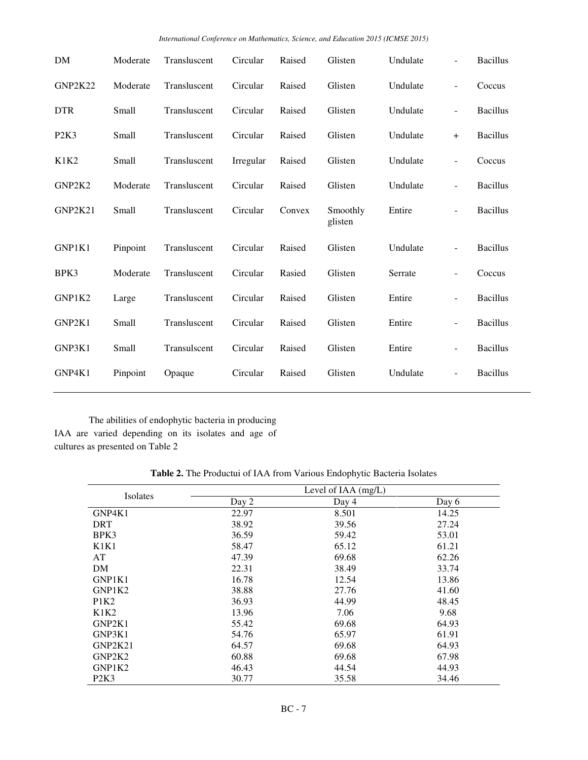| DM | Moderate | Transluscent | Circular | Raised | Glisten | Undulate | - | Bacillus |
|---|---|---|---|---|---|---|---|---|
| GNP2K22 | Moderate | Transluscent | Circular | Raised | Glisten | Undulate | - | Coccus |
| DTR | Small | Transluscent | Circular | Raised | Glisten | Undulate | - | Bacillus |
| P2K3 | Small | Transluscent | Circular | Raised | Glisten | Undulate | + | Bacillus |
| K1K2 | Small | Transluscent | Irregular | Raised | Glisten | Undulate | - | Coccus |
| GNP2K2 | Moderate | Transluscent | Circular | Raised | Glisten | Undulate | - | Bacillus |
| GNP2K21 | Small | Transluscent | Circular | Convex | Smoothly glisten | Entire | - | Bacillus |
| GNP1K1 | Pinpoint | Transluscent | Circular | Raised | Glisten | Undulate | - | Bacillus |
| BPK3 | Moderate | Transluscent | Circular | Rasied | Glisten | Serrate | - | Coccus |
| GNP1K2 | Large | Transluscent | Circular | Raised | Glisten | Entire | - | Bacillus |
| GNP2K1 | Small | Transluscent | Circular | Raised | Glisten | Entire | - | Bacillus |
| GNP3K1 | Small | Transulscent | Circular | Raised | Glisten | Entire | - | Bacillus |
| GNP4K1 | Pinpoint | Opaque | Circular | Raised | Glisten | Undulate | - | Bacillus |

The abilities of endophytic bacteria in producing IAA are varied depending on its isolates and age of cultures as presented on Table 2

**Table 2.** The Productui of IAA from Various Endophytic Bacteria Isolates

| Isolates | Level of IAA (mg/L) | | |
|---|---|---|---|
| | Day 2 | Day 4 | Day 6 |
| GNP4K1 | 22.97 | 8.501 | 14.25 |
| DRT | 38.92 | 39.56 | 27.24 |
| BPK3 | 36.59 | 59.42 | 53.01 |
| K1K1 | 58.47 | 65.12 | 61.21 |
| AT | 47.39 | 69.68 | 62.26 |
| DM | 22.31 | 38.49 | 33.74 |
| GNP1K1 | 16.78 | 12.54 | 13.86 |
| GNP1K2 | 38.88 | 27.76 | 41.60 |
| P1K2 | 36.93 | 44.99 | 48.45 |
| K1K2 | 13.96 | 7.06 | 9.68 |
| GNP2K1 | 55.42 | 69.68 | 64.93 |
| GNP3K1 | 54.76 | 65.97 | 61.91 |
| GNP2K21 | 64.57 | 69.68 | 64.93 |
| GNP2K2 | 60.88 | 69.68 | 67.98 |
| GNP1K2 | 46.43 | 44.54 | 44.93 |
| P2K3 | 30.77 | 35.58 | 34.46 |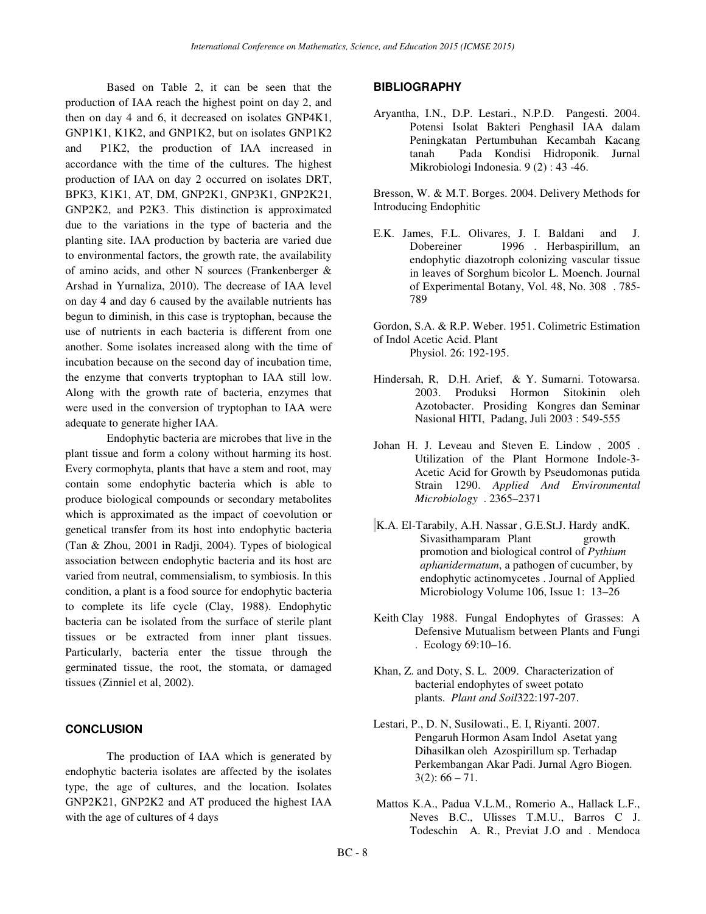Based on Table 2, it can be seen that the production of IAA reach the highest point on day 2, and then on day 4 and 6, it decreased on isolates GNP4K1, GNP1K1, K1K2, and GNP1K2, but on isolates GNP1K2 and P1K2, the production of IAA increased in accordance with the time of the cultures. The highest production of IAA on day 2 occurred on isolates DRT, BPK3, K1K1, AT, DM, GNP2K1, GNP3K1, GNP2K21, GNP2K2, and P2K3. This distinction is approximated due to the variations in the type of bacteria and the planting site. IAA production by bacteria are varied due to environmental factors, the growth rate, the availability of amino acids, and other N sources (Frankenberger & Arshad in Yurnaliza, 2010). The decrease of IAA level on day 4 and day 6 caused by the available nutrients has begun to diminish, in this case is tryptophan, because the use of nutrients in each bacteria is different from one another. Some isolates increased along with the time of incubation because on the second day of incubation time, the enzyme that converts tryptophan to IAA still low. Along with the growth rate of bacteria, enzymes that were used in the conversion of tryptophan to IAA were adequate to generate higher IAA.

Endophytic bacteria are microbes that live in the plant tissue and form a colony without harming its host. Every cormophyta, plants that have a stem and root, may contain some endophytic bacteria which is able to produce biological compounds or secondary metabolites which is approximated as the impact of coevolution or genetical transfer from its host into endophytic bacteria (Tan & Zhou, 2001 in Radji, 2004). Types of biological association between endophytic bacteria and its host are varied from neutral, commensialism, to symbiosis. In this condition, a plant is a food source for endophytic bacteria to complete its life cycle (Clay, 1988). Endophytic bacteria can be isolated from the surface of sterile plant tissues or be extracted from inner plant tissues. Particularly, bacteria enter the tissue through the germinated tissue, the root, the stomata, or damaged tissues (Zinniel et al, 2002).

## CONCLUSION

The production of IAA which is generated by endophytic bacteria isolates are affected by the isolates type, the age of cultures, and the location. Isolates GNP2K21, GNP2K2 and AT produced the highest IAA with the age of cultures of 4 days

## BIBLIOGRAPHY

Aryantha, I.N., D.P. Lestari., N.P.D. Pangesti. 2004. Potensi Isolat Bakteri Penghasil IAA dalam Peningkatan Pertumbuhan Kecambah Kacang tanah Pada Kondisi Hidroponik. Jurnal Mikrobiologi Indonesia. 9 (2) : 43 -46.

Bresson, W. & M.T. Borges. 2004. Delivery Methods for Introducing Endophitic

E.K. James, F.L. Olivares, J. I. Baldani and J. Dobereiner 1996 . Herbaspirillum, an endophytic diazotroph colonizing vascular tissue in leaves of Sorghum bicolor L. Moench. Journal of Experimental Botany, Vol. 48, No. 308 . 785-789

Gordon, S.A. & R.P. Weber. 1951. Colimetric Estimation of Indol Acetic Acid. Plant Physiol. 26: 192-195.

Hindersah, R, D.H. Arief, & Y. Sumarni. Totowarsa. 2003. Produksi Hormon Sitokinin oleh Azotobacter. Prosiding Kongres dan Seminar Nasional HITI, Padang, Juli 2003 : 549-555

Johan H. J. Leveau and Steven E. Lindow , 2005 . Utilization of the Plant Hormone Indole-3-Acetic Acid for Growth by Pseudomonas putida Strain 1290. *Applied And Environmental Microbiology* . 2365–2371

K.A. El-Tarabily, A.H. Nassar , G.E.St.J. Hardy andK. Sivasithamparam Plant growth promotion and biological control of *Pythium aphanidermatum*, a pathogen of cucumber, by endophytic actinomycetes . Journal of Applied Microbiology Volume 106, Issue 1: 13–26

Keith Clay 1988. Fungal Endophytes of Grasses: A Defensive Mutualism between Plants and Fungi . Ecology 69:10–16.

Khan, Z. and Doty, S. L. 2009. Characterization of bacterial endophytes of sweet potato plants. *Plant and Soil*322:197-207.

Lestari, P., D. N, Susilowati., E. I, Riyanti. 2007. Pengaruh Hormon Asam Indol Asetat yang Dihasilkan oleh Azospirillum sp. Terhadap Perkembangan Akar Padi. Jurnal Agro Biogen. 3(2): 66 – 71.

Mattos K.A., Padua V.L.M., Romerio A., Hallack L.F., Neves B.C., Ulisses T.M.U., Barros C J. Todeschin A. R., Previat J.O and . Mendoca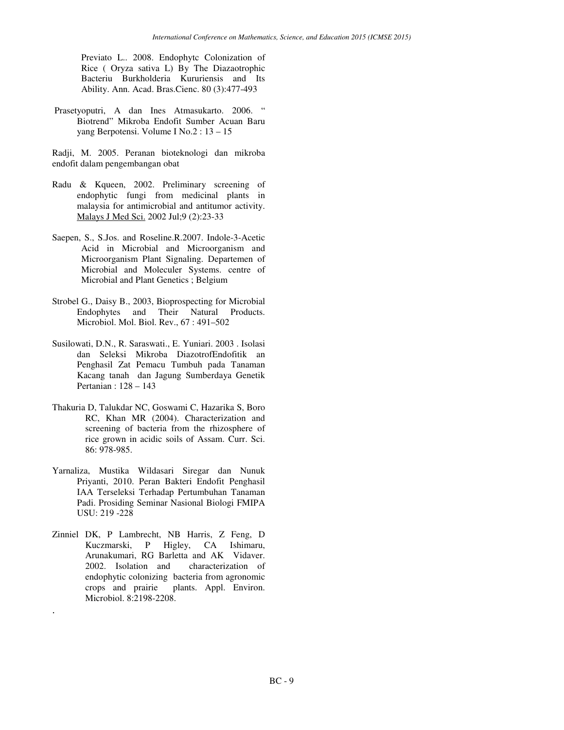Previato L.. 2008. Endophytc Colonization of Rice ( Oryza sativa L) By The Diazaotrophic Bacteriu Burkholderia Kururiensis and Its Ability. Ann. Acad. Bras.Cienc. 80 (3):477-493

Prasetyoputri, A dan Ines Atmasukarto. 2006. " Biotrend" Mikroba Endofit Sumber Acuan Baru yang Berpotensi. Volume I No.2 : 13 – 15

Radji, M. 2005. Peranan bioteknologi dan mikroba endofit dalam pengembangan obat

Radu & Kqueen, 2002. Preliminary screening of endophytic fungi from medicinal plants in malaysia for antimicrobial and antitumor activity. Malays J Med Sci. 2002 Jul;9 (2):23-33

Saepen, S., S.Jos. and Roseline.R.2007. Indole-3-Acetic Acid in Microbial and Microorganism and Microorganism Plant Signaling. Departemen of Microbial and Moleculer Systems. centre of Microbial and Plant Genetics ; Belgium

Strobel G., Daisy B., 2003, Bioprospecting for Microbial Endophytes and Their Natural Products. Microbiol. Mol. Biol. Rev., 67 : 491–502

Susilowati, D.N., R. Saraswati., E. Yuniari. 2003 . Isolasi dan Seleksi Mikroba DiazotrofEndofitik an Penghasil Zat Pemacu Tumbuh pada Tanaman Kacang tanah dan Jagung Sumberdaya Genetik Pertanian : 128 – 143

Thakuria D, Talukdar NC, Goswami C, Hazarika S, Boro RC, Khan MR (2004). Characterization and screening of bacteria from the rhizosphere of rice grown in acidic soils of Assam. Curr. Sci. 86: 978-985.

Yarnaliza, Mustika Wildasari Siregar dan Nunuk Priyanti, 2010. Peran Bakteri Endofit Penghasil IAA Terseleksi Terhadap Pertumbuhan Tanaman Padi. Prosiding Seminar Nasional Biologi FMIPA USU: 219 -228

Zinniel DK, P Lambrecht, NB Harris, Z Feng, D Kuczmarski, P Higley, CA Ishimaru, Arunakumari, RG Barletta and AK Vidaver. 2002. Isolation and characterization of endophytic colonizing bacteria from agronomic crops and prairie plants. Appl. Environ. Microbiol. 8:2198-2208.

.